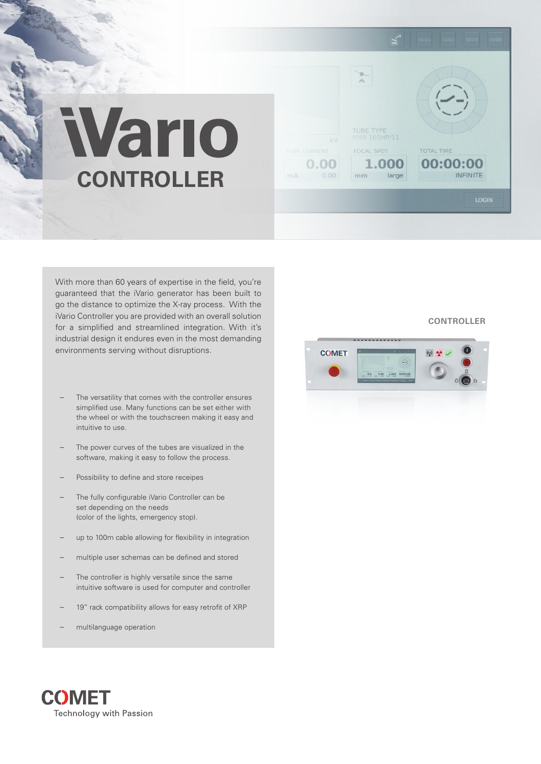# iVario CONTROLLER

With more than 60 years of expertise in the field, you're guaranteed that the iVario generator has been built to go the distance to optimize the X-ray process. With the iVario Controller you are provided with an overall solution for a simplified and streamlined integration. With it's industrial design it endures even in the most demanding environments serving without disruptions.

- The versatility that comes with the controller ensures simplified use. Many functions can be set either with the wheel or with the touchscreen making it easy and intuitive to use.
- The power curves of the tubes are visualized in the software, making it easy to follow the process.
- Possibility to define and store receipes
- The fully configurable iVario Controller can be set depending on the needs (color of the lights, emergency stop).
- up to 100m cable allowing for flexibility in integration
- multiple user schemas can be defined and stored
- The controller is highly versatile since the same intuitive software is used for computer and controller
- 19'' rack compatibility allows for easy retrofit of XRP
- multilanguage operation

**CONTROLLER**

COMET
Technology with Passion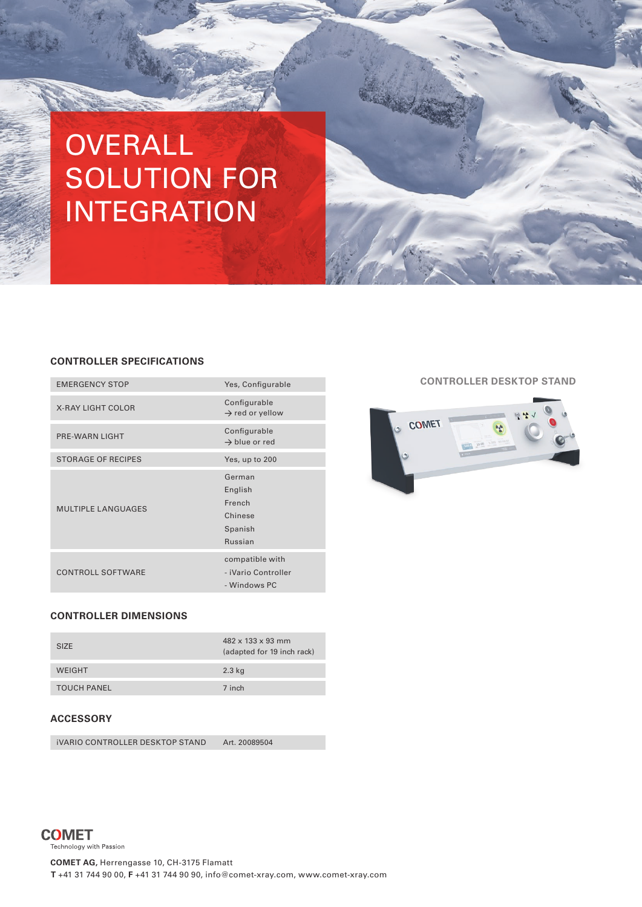# OVERALL SOLUTION FOR INTEGRATION

## CONTROLLER SPECIFICATIONS

| | |
|---|---|
| EMERGENCY STOP | Yes, Configurable |
| X-RAY LIGHT COLOR | Configurable → red or yellow |
| PRE-WARN LIGHT | Configurable → blue or red |
| STORAGE OF RECIPES | Yes, up to 200 |
| MULTIPLE LANGUAGES | German<br>English<br>French<br>Chinese<br>Spanish<br>Russian |
| CONTROLL SOFTWARE | compatible with<br>- iVario Controller<br>- Windows PC |

## CONTROLLER DESKTOP STAND

## CONTROLLER DIMENSIONS

| | |
|---|---|
| SIZE | 482 x 133 x 93 mm (adapted for 19 inch rack) |
| WEIGHT | 2.3 kg |
| TOUCH PANEL | 7 inch |

## ACCESSORY

| | |
|---|---|
| iVARIO CONTROLLER DESKTOP STAND | Art. 20089504 |

COMET
Technology with Passion

**COMET AG,** Herrengasse 10, CH-3175 Flamatt
**T** +41 31 744 90 00, **F** +41 31 744 90 90, info@comet-xray.com, www.comet-xray.com